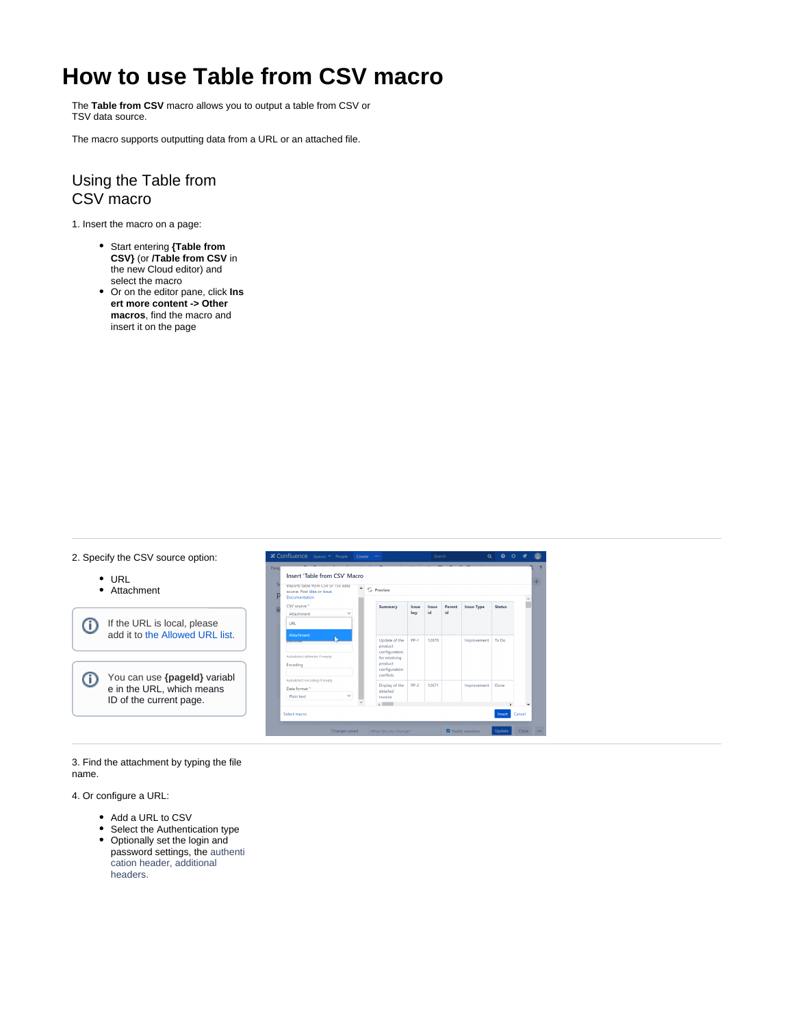# How to use Table from CSV macro

The **Table from CSV** macro allows you to output a table from CSV or TSV data source.

The macro supports outputting data from a URL or an attached file.

## Using the Table from CSV macro

1. Insert the macro on a page:

- Start entering **{Table from CSV}** (or **/Table from CSV** in the new Cloud editor) and select the macro
- Or on the editor pane, click **Insert more content -> Other macros**, find the macro and insert it on the page

---

2. Specify the CSV source option:

- URL
- Attachment

> If the URL is local, please add it to the Allowed URL list.

> You can use **{pageId}** variable in the URL, which means ID of the current page.

---

3. Find the attachment by typing the file name.

4. Or configure a URL:

- Add a URL to CSV
- Select the Authentication type
- Optionally set the login and password settings, the authentication header, additional headers.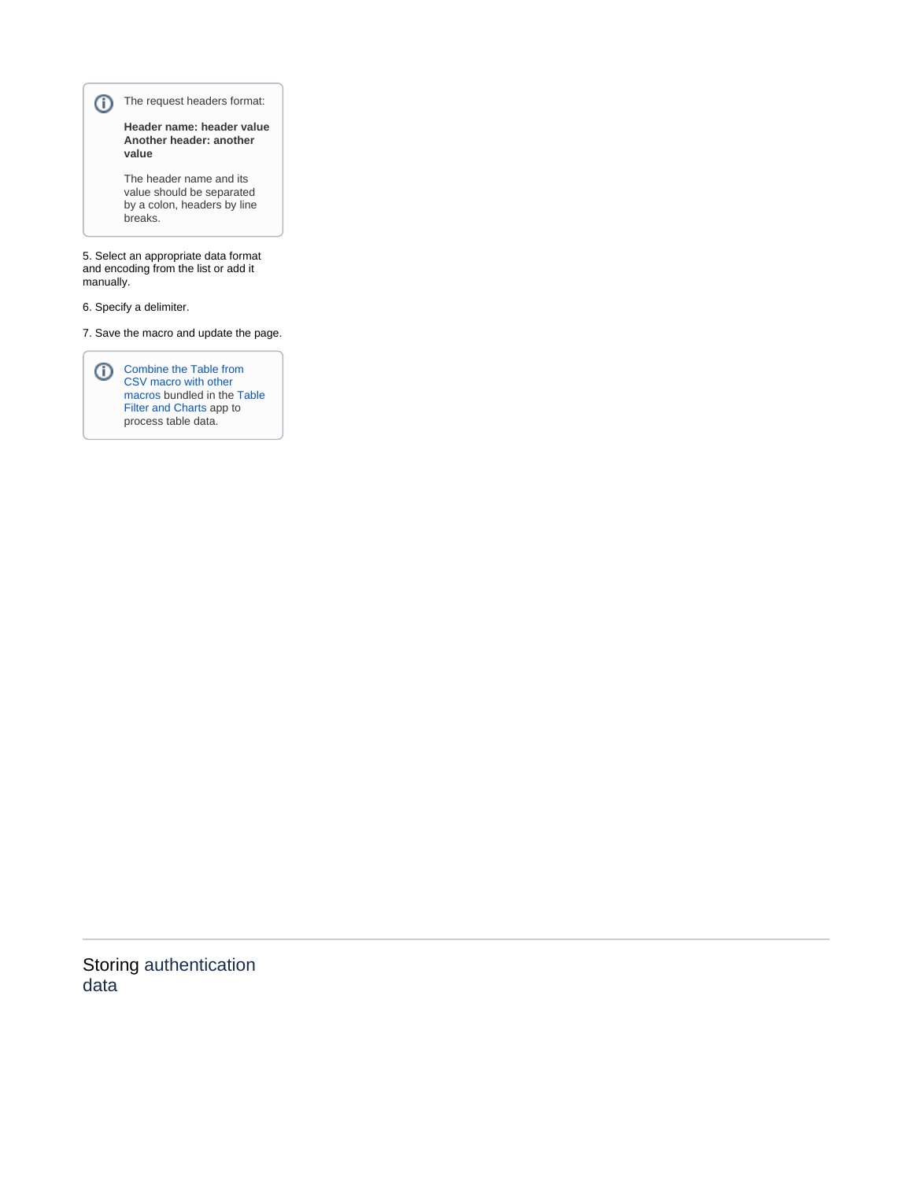> The request headers format:
>
> **Header name: header value**
> **Another header: another value**
>
> The header name and its value should be separated by a colon, headers by line breaks.

5. Select an appropriate data format and encoding from the list or add it manually.

6. Specify a delimiter.

7. Save the macro and update the page.

> Combine the Table from CSV macro with other macros bundled in the Table Filter and Charts app to process table data.

---

## Storing authentication data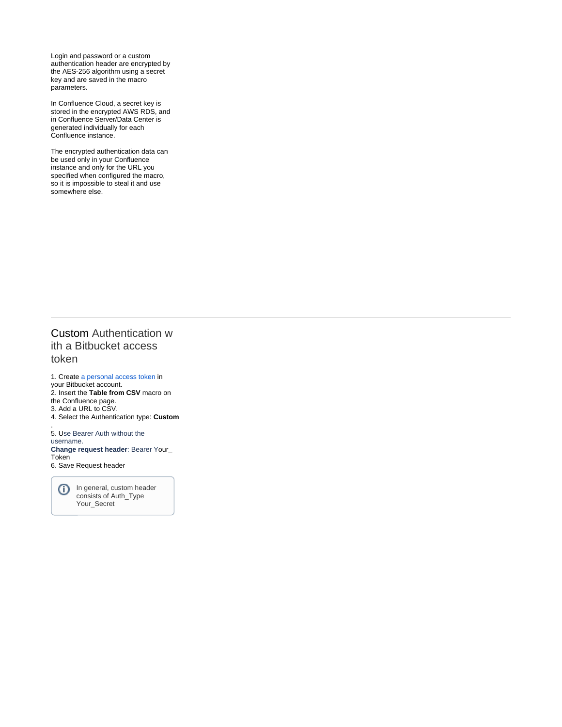Login and password or a custom authentication header are encrypted by the AES-256 algorithm using a secret key and are saved in the macro parameters.

In Confluence Cloud, a secret key is stored in the encrypted AWS RDS, and in Confluence Server/Data Center is generated individually for each Confluence instance.

The encrypted authentication data can be used only in your Confluence instance and only for the URL you specified when configured the macro, so it is impossible to steal it and use somewhere else.

---

## Custom Authentication with a Bitbucket access token

1. Create a personal access token in your Bitbucket account.
2. Insert the **Table from CSV** macro on the Confluence page.
3. Add a URL to CSV.
4. Select the Authentication type: **Custom**.
5. Use Bearer Auth without the username.
**Change request header**: Bearer Your_Token
6. Save Request header

> In general, custom header consists of Auth_Type Your_Secret